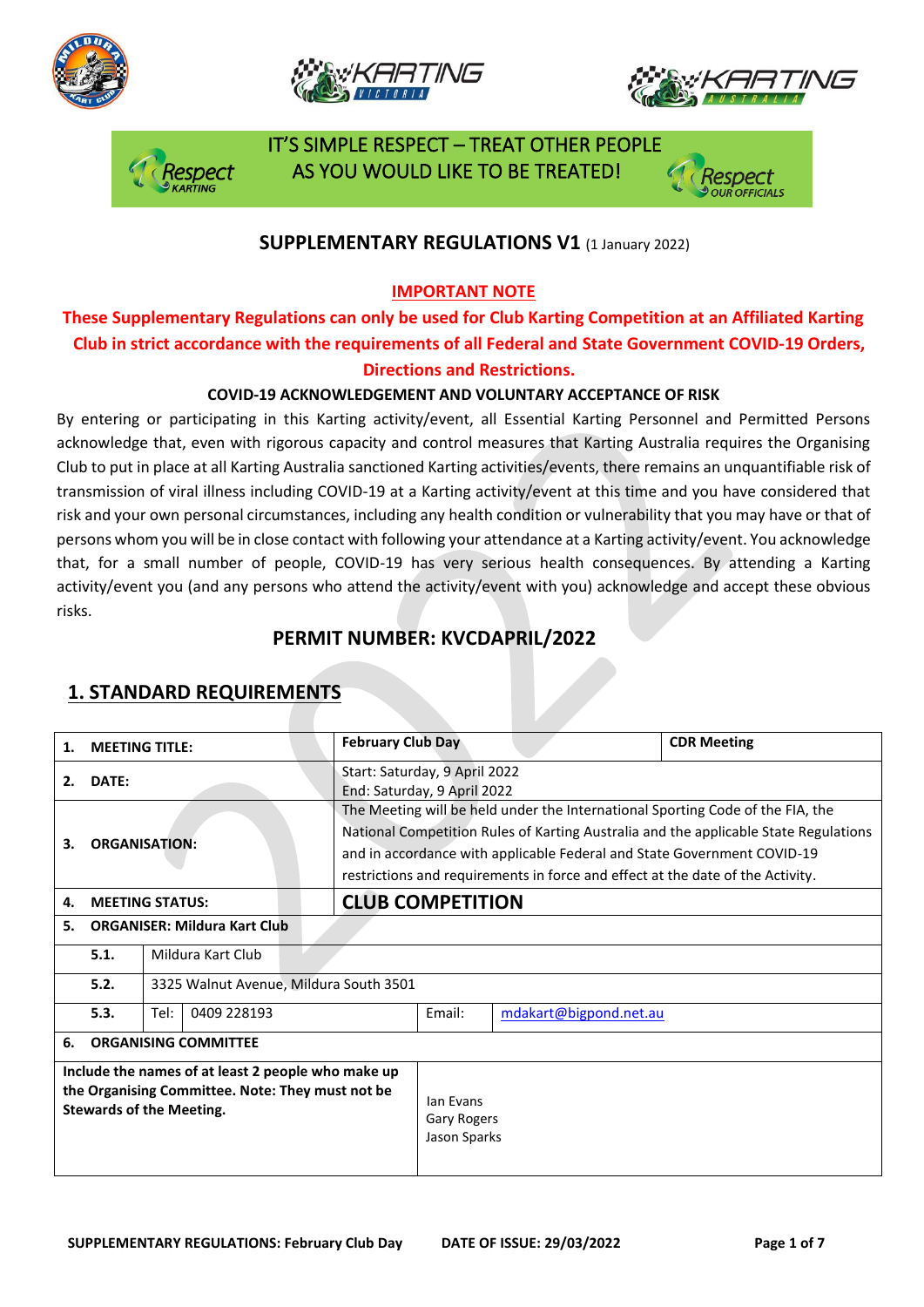IT'S SIMPLE RESPECT – TREAT OTHER PEOPLE AS YOU WOULD LIKE TO BE TREATED!

## SUPPLEMENTARY REGULATIONS V1 (1 January 2022)

**IMPORTANT NOTE**

**These Supplementary Regulations can only be used for Club Karting Competition at an Affiliated Karting Club in strict accordance with the requirements of all Federal and State Government COVID-19 Orders, Directions and Restrictions.**

**COVID-19 ACKNOWLEDGEMENT AND VOLUNTARY ACCEPTANCE OF RISK**

By entering or participating in this Karting activity/event, all Essential Karting Personnel and Permitted Persons acknowledge that, even with rigorous capacity and control measures that Karting Australia requires the Organising Club to put in place at all Karting Australia sanctioned Karting activities/events, there remains an unquantifiable risk of transmission of viral illness including COVID-19 at a Karting activity/event at this time and you have considered that risk and your own personal circumstances, including any health condition or vulnerability that you may have or that of persons whom you will be in close contact with following your attendance at a Karting activity/event. You acknowledge that, for a small number of people, COVID-19 has very serious health consequences. By attending a Karting activity/event you (and any persons who attend the activity/event with you) acknowledge and accept these obvious risks.

## PERMIT NUMBER: KVCDAPRIL/2022

## 1. STANDARD REQUIREMENTS

| | | | |
|---|---|---|---|
| **1. MEETING TITLE:** | | **February Club Day** | **CDR Meeting** |
| **2. DATE:** | | Start: Saturday, 9 April 2022<br>End: Saturday, 9 April 2022 | |
| **3. ORGANISATION:** | | The Meeting will be held under the International Sporting Code of the FIA, the National Competition Rules of Karting Australia and the applicable State Regulations and in accordance with applicable Federal and State Government COVID-19 restrictions and requirements in force and effect at the date of the Activity. | |
| **4. MEETING STATUS:** | | **CLUB COMPETITION** | |
| **5. ORGANISER: Mildura Kart Club** | | | |
| **5.1.** | Mildura Kart Club | | |
| **5.2.** | 3325 Walnut Avenue, Mildura South 3501 | | |
| **5.3.** | Tel: 0409 228193 | Email: | mdakart@bigpond.net.au |
| **6. ORGANISING COMMITTEE** | | | |
| **Include the names of at least 2 people who make up the Organising Committee. Note: They must not be Stewards of the Meeting.** | | Ian Evans<br>Gary Rogers<br>Jason Sparks | |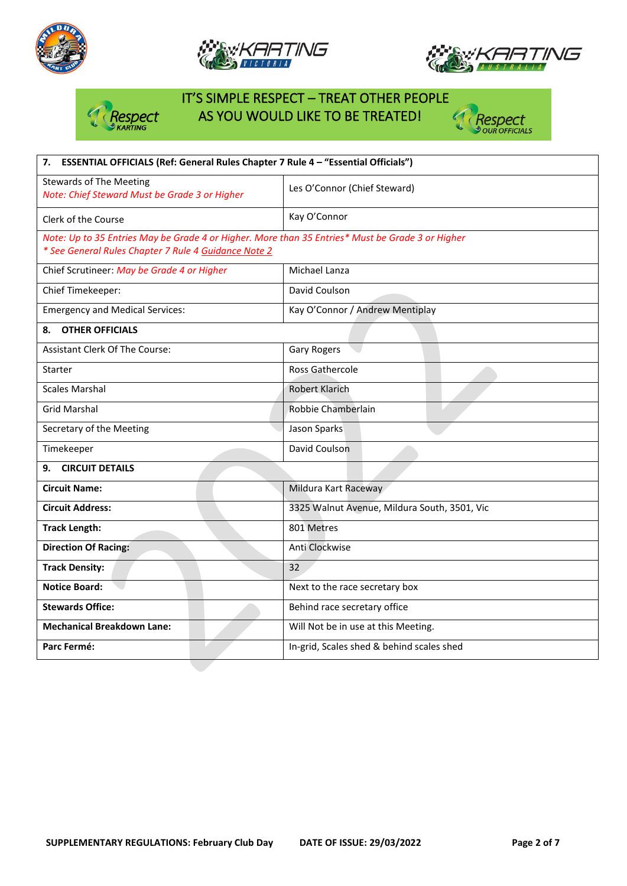IT'S SIMPLE RESPECT – TREAT OTHER PEOPLE AS YOU WOULD LIKE TO BE TREATED!

| **7. ESSENTIAL OFFICIALS (Ref: General Rules Chapter 7 Rule 4 – "Essential Officials")** | |
|---|---|
| Stewards of The Meeting *Note: Chief Steward Must be Grade 3 or Higher* | Les O'Connor (Chief Steward) |
| Clerk of the Course | Kay O'Connor |
| *Note: Up to 35 Entries May be Grade 4 or Higher. More than 35 Entries* Must be Grade 3 or Higher* *\* See General Rules Chapter 7 Rule 4 Guidance Note 2* | |
| Chief Scrutineer: *May be Grade 4 or Higher* | Michael Lanza |
| Chief Timekeeper: | David Coulson |
| Emergency and Medical Services: | Kay O'Connor / Andrew Mentiplay |
| **8. OTHER OFFICIALS** | |
| Assistant Clerk Of The Course: | Gary Rogers |
| Starter | Ross Gathercole |
| Scales Marshal | Robert Klarich |
| Grid Marshal | Robbie Chamberlain |
| Secretary of the Meeting | Jason Sparks |
| Timekeeper | David Coulson |
| **9. CIRCUIT DETAILS** | |
| **Circuit Name:** | Mildura Kart Raceway |
| **Circuit Address:** | 3325 Walnut Avenue, Mildura South, 3501, Vic |
| **Track Length:** | 801 Metres |
| **Direction Of Racing:** | Anti Clockwise |
| **Track Density:** | 32 |
| **Notice Board:** | Next to the race secretary box |
| **Stewards Office:** | Behind race secretary office |
| **Mechanical Breakdown Lane:** | Will Not be in use at this Meeting. |
| **Parc Fermé:** | In-grid, Scales shed & behind scales shed |

**SUPPLEMENTARY REGULATIONS: February Club Day** **DATE OF ISSUE: 29/03/2022**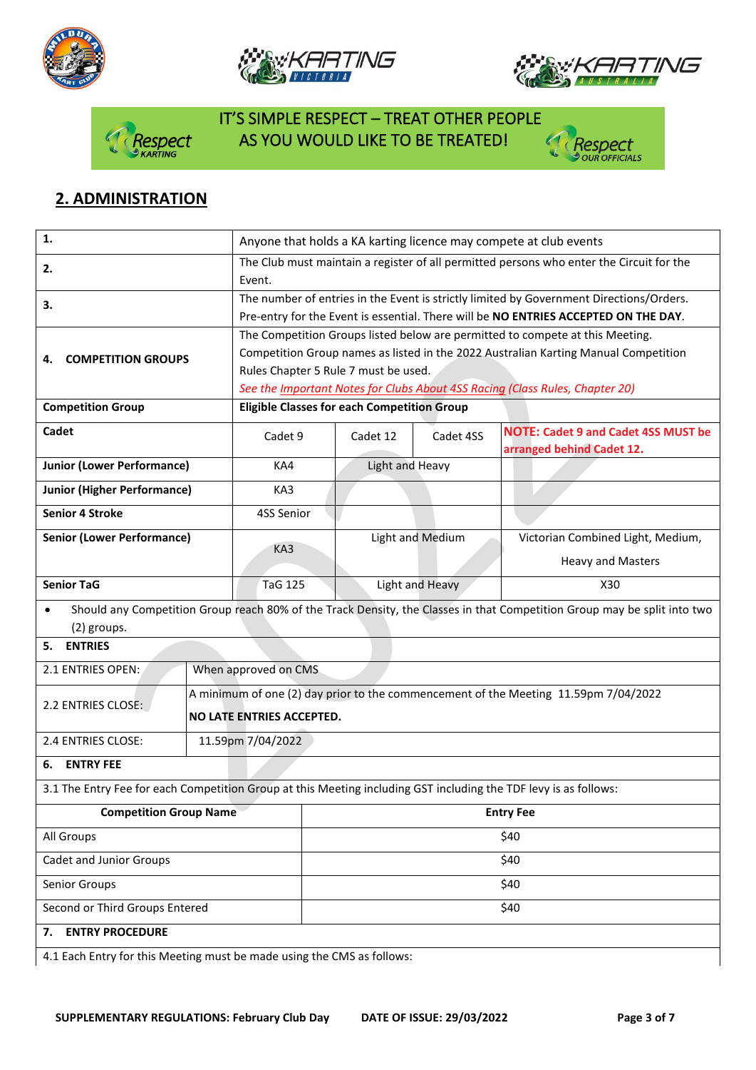IT'S SIMPLE RESPECT – TREAT OTHER PEOPLE AS YOU WOULD LIKE TO BE TREATED!

## 2. ADMINISTRATION

| | | | | |
|---|---|---|---|---|
| **1.** | Anyone that holds a KA karting licence may compete at club events | | | |
| **2.** | The Club must maintain a register of all permitted persons who enter the Circuit for the Event. | | | |
| **3.** | The number of entries in the Event is strictly limited by Government Directions/Orders. Pre-entry for the Event is essential. There will be **NO ENTRIES ACCEPTED ON THE DAY**. | | | |
| **4. COMPETITION GROUPS** | The Competition Groups listed below are permitted to compete at this Meeting. Competition Group names as listed in the 2022 Australian Karting Manual Competition Rules Chapter 5 Rule 7 must be used. *See the Important Notes for Clubs About 4SS Racing (Class Rules, Chapter 20)* | | | |
| **Competition Group** | **Eligible Classes for each Competition Group** | | | |
| **Cadet** | Cadet 9 | Cadet 12 | Cadet 4SS | **NOTE: Cadet 9 and Cadet 4SS MUST be arranged behind Cadet 12.** |
| **Junior (Lower Performance)** | KA4 | Light and Heavy | | |
| **Junior (Higher Performance)** | KA3 | | | |
| **Senior 4 Stroke** | 4SS Senior | | | |
| **Senior (Lower Performance)** | KA3 | Light and Medium | | Victorian Combined Light, Medium, Heavy and Masters |
| **Senior TaG** | TaG 125 | Light and Heavy | | X30 |

- Should any Competition Group reach 80% of the Track Density, the Classes in that Competition Group may be split into two (2) groups.

**5. ENTRIES**

| | |
|---|---|
| 2.1 ENTRIES OPEN: | When approved on CMS |
| 2.2 ENTRIES CLOSE: | A minimum of one (2) day prior to the commencement of the Meeting 11.59pm 7/04/2022 **NO LATE ENTRIES ACCEPTED.** |
| 2.4 ENTRIES CLOSE: | 11.59pm 7/04/2022 |

**6. ENTRY FEE**

3.1 The Entry Fee for each Competition Group at this Meeting including GST including the TDF levy is as follows:

| Competition Group Name | Entry Fee |
|---|---|
| All Groups | $40 |
| Cadet and Junior Groups | $40 |
| Senior Groups | $40 |
| Second or Third Groups Entered | $40 |

**7. ENTRY PROCEDURE**

4.1 Each Entry for this Meeting must be made using the CMS as follows: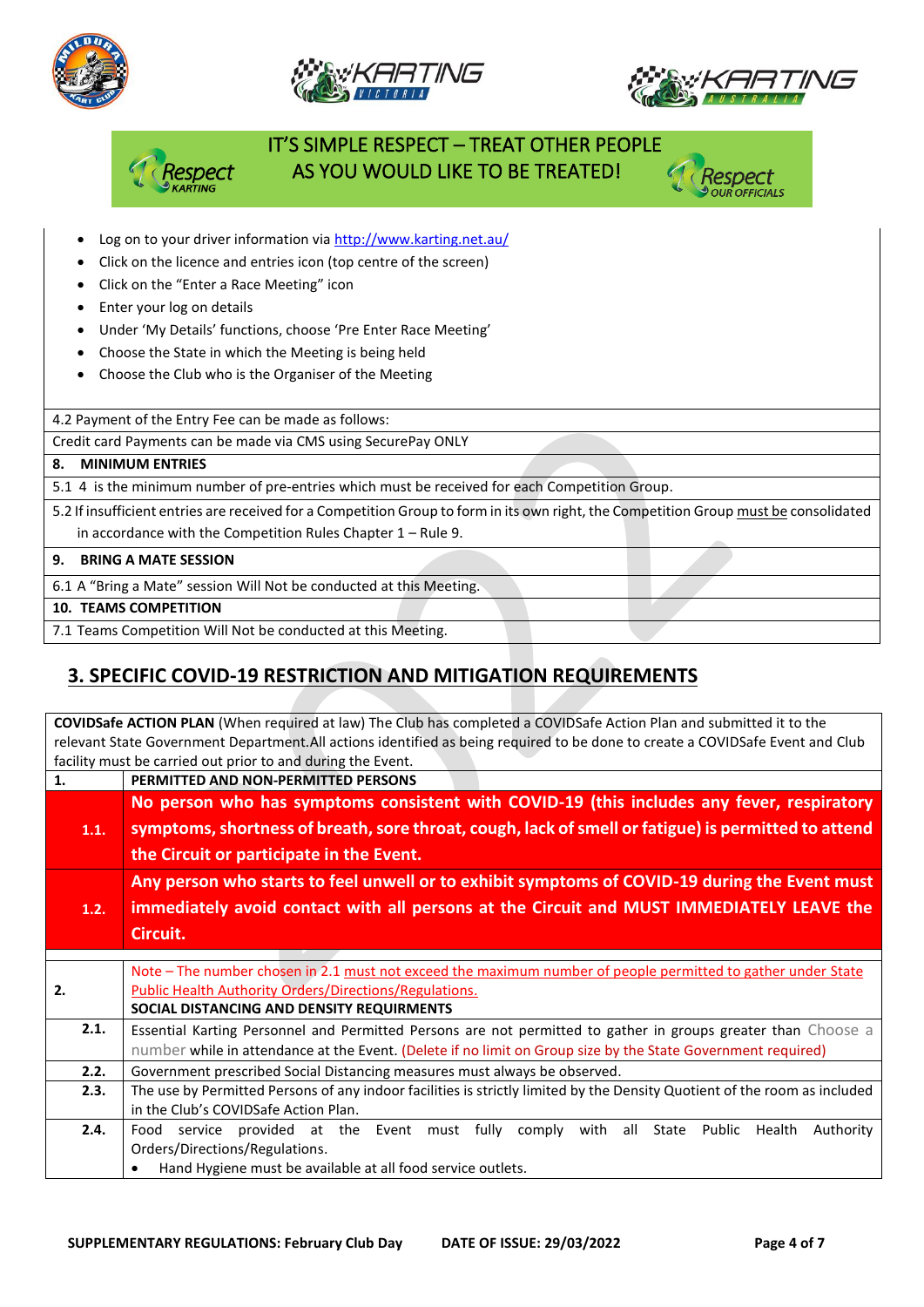IT'S SIMPLE RESPECT – TREAT OTHER PEOPLE AS YOU WOULD LIKE TO BE TREATED!

- Log on to your driver information via http://www.karting.net.au/
- Click on the licence and entries icon (top centre of the screen)
- Click on the "Enter a Race Meeting" icon
- Enter your log on details
- Under 'My Details' functions, choose 'Pre Enter Race Meeting'
- Choose the State in which the Meeting is being held
- Choose the Club who is the Organiser of the Meeting

4.2 Payment of the Entry Fee can be made as follows:

Credit card Payments can be made via CMS using SecurePay ONLY

**8. MINIMUM ENTRIES**

5.1 4 is the minimum number of pre-entries which must be received for each Competition Group.

5.2 If insufficient entries are received for a Competition Group to form in its own right, the Competition Group must be consolidated in accordance with the Competition Rules Chapter 1 – Rule 9.

**9. BRING A MATE SESSION**

6.1 A "Bring a Mate" session Will Not be conducted at this Meeting.

**10. TEAMS COMPETITION**

7.1 Teams Competition Will Not be conducted at this Meeting.

## 3. SPECIFIC COVID-19 RESTRICTION AND MITIGATION REQUIREMENTS

**COVIDSafe ACTION PLAN** (When required at law) The Club has completed a COVIDSafe Action Plan and submitted it to the relevant State Government Department.All actions identified as being required to be done to create a COVIDSafe Event and Club facility must be carried out prior to and during the Event.

| | |
|---|---|
| **1.** | **PERMITTED AND NON-PERMITTED PERSONS** |
| 1.1. | **No person who has symptoms consistent with COVID-19 (this includes any fever, respiratory symptoms, shortness of breath, sore throat, cough, lack of smell or fatigue) is permitted to attend the Circuit or participate in the Event.** |
| 1.2. | **Any person who starts to feel unwell or to exhibit symptoms of COVID-19 during the Event must immediately avoid contact with all persons at the Circuit and MUST IMMEDIATELY LEAVE the Circuit.** |
| | |
| **2.** | Note – The number chosen in 2.1 must not exceed the maximum number of people permitted to gather under State Public Health Authority Orders/Directions/Regulations. **SOCIAL DISTANCING AND DENSITY REQUIRMENTS** |
| 2.1. | Essential Karting Personnel and Permitted Persons are not permitted to gather in groups greater than Choose a number while in attendance at the Event. (Delete if no limit on Group size by the State Government required) |
| 2.2. | Government prescribed Social Distancing measures must always be observed. |
| 2.3. | The use by Permitted Persons of any indoor facilities is strictly limited by the Density Quotient of the room as included in the Club's COVIDSafe Action Plan. |
| 2.4. | Food service provided at the Event must fully comply with all State Public Health Authority Orders/Directions/Regulations.<br>• Hand Hygiene must be available at all food service outlets. |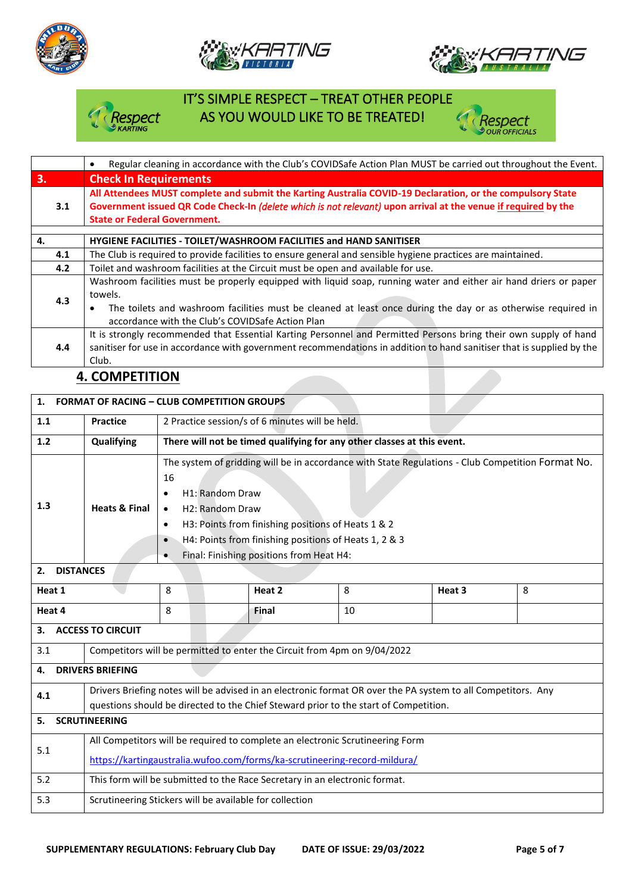IT'S SIMPLE RESPECT – TREAT OTHER PEOPLE AS YOU WOULD LIKE TO BE TREATED!

| | |
|---|---|
| | • Regular cleaning in accordance with the Club's COVIDSafe Action Plan MUST be carried out throughout the Event. |
| **3.** | **Check In Requirements** |
| 3.1 | **All Attendees MUST complete and submit the Karting Australia COVID-19 Declaration, or the compulsory State Government issued QR Code Check-In *(delete which is not relevant)* upon arrival at the venue if required by the State or Federal Government.** |
| **4.** | **HYGIENE FACILITIES - TOILET/WASHROOM FACILITIES and HAND SANITISER** |
| 4.1 | The Club is required to provide facilities to ensure general and sensible hygiene practices are maintained. |
| 4.2 | Toilet and washroom facilities at the Circuit must be open and available for use. |
| 4.3 | Washroom facilities must be properly equipped with liquid soap, running water and either air hand driers or paper towels. • The toilets and washroom facilities must be cleaned at least once during the day or as otherwise required in accordance with the Club's COVIDSafe Action Plan |
| 4.4 | It is strongly recommended that Essential Karting Personnel and Permitted Persons bring their own supply of hand sanitiser for use in accordance with government recommendations in addition to hand sanitiser that is supplied by the Club. |

## 4. COMPETITION

| | | | | | |
|---|---|---|---|---|---|
| **1. FORMAT OF RACING – CLUB COMPETITION GROUPS** | | | | | |
| **1.1** | **Practice** | 2 Practice session/s of 6 minutes will be held. | | | |
| **1.2** | **Qualifying** | **There will not be timed qualifying for any other classes at this event.** | | | |
| **1.3** | **Heats & Final** | The system of gridding will be in accordance with State Regulations - Club Competition Format No. 16<br>• H1: Random Draw<br>• H2: Random Draw<br>• H3: Points from finishing positions of Heats 1 & 2<br>• H4: Points from finishing positions of Heats 1, 2 & 3<br>• Final: Finishing positions from Heat H4: | | | |
| **2. DISTANCES** | | | | | |
| **Heat 1** | 8 | **Heat 2** | 8 | **Heat 3** | 8 |
| **Heat 4** | 8 | **Final** | 10 | | |
| **3. ACCESS TO CIRCUIT** | | | | | |
| 3.1 | Competitors will be permitted to enter the Circuit from 4pm on 9/04/2022 | | | | |
| **4. DRIVERS BRIEFING** | | | | | |
| 4.1 | Drivers Briefing notes will be advised in an electronic format OR over the PA system to all Competitors. Any questions should be directed to the Chief Steward prior to the start of Competition. | | | | |
| **5. SCRUTINEERING** | | | | | |
| 5.1 | All Competitors will be required to complete an electronic Scrutineering Form<br>https://kartingaustralia.wufoo.com/forms/ka-scrutineering-record-mildura/ | | | | |
| 5.2 | This form will be submitted to the Race Secretary in an electronic format. | | | | |
| 5.3 | Scrutineering Stickers will be available for collection | | | | |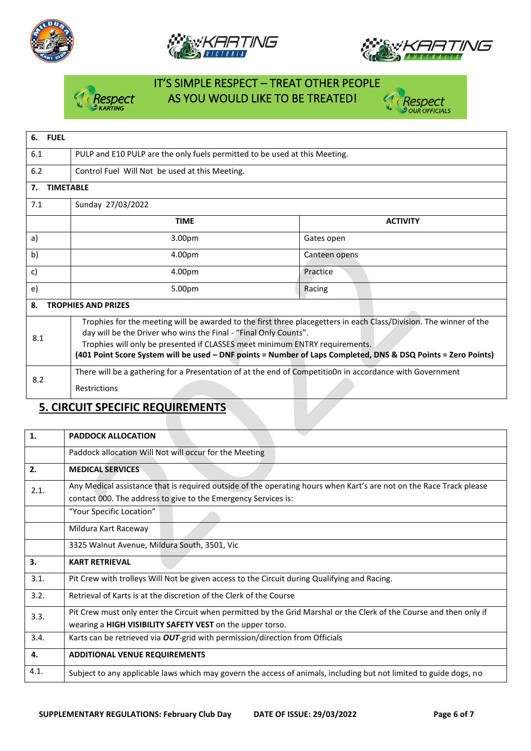IT'S SIMPLE RESPECT – TREAT OTHER PEOPLE AS YOU WOULD LIKE TO BE TREATED!

| 6. | FUEL | |
|---|---|---|
| 6.1 | PULP and E10 PULP are the only fuels permitted to be used at this Meeting. | |
| 6.2 | Control Fuel Will Not be used at this Meeting. | |
| **7.** | **TIMETABLE** | |
| 7.1 | Sunday 27/03/2022 | |
| | **TIME** | **ACTIVITY** |
| a) | 3.00pm | Gates open |
| b) | 4.00pm | Canteen opens |
| c) | 4.00pm | Practice |
| e) | 5.00pm | Racing |
| **8.** | **TROPHIES AND PRIZES** | |
| 8.1 | Trophies for the meeting will be awarded to the first three placegetters in each Class/Division. The winner of the day will be the Driver who wins the Final - "Final Only Counts". Trophies will only be presented if CLASSES meet minimum ENTRY requirements. **(401 Point Score System will be used – DNF points = Number of Laps Completed, DNS & DSQ Points = Zero Points)** | |
| 8.2 | There will be a gathering for a Presentation of at the end of Competitio0n in accordance with Government Restrictions | |

## 5. CIRCUIT SPECIFIC REQUIREMENTS

| 1. | PADDOCK ALLOCATION |
|---|---|
| | Paddock allocation Will Not will occur for the Meeting |
| **2.** | **MEDICAL SERVICES** |
| 2.1. | Any Medical assistance that is required outside of the operating hours when Kart's are not on the Race Track please contact 000. The address to give to the Emergency Services is: |
| | "Your Specific Location" |
| | Mildura Kart Raceway |
| | 3325 Walnut Avenue, Mildura South, 3501, Vic |
| **3.** | **KART RETRIEVAL** |
| 3.1. | Pit Crew with trolleys Will Not be given access to the Circuit during Qualifying and Racing. |
| 3.2. | Retrieval of Karts is at the discretion of the Clerk of the Course |
| 3.3. | Pit Crew must only enter the Circuit when permitted by the Grid Marshal or the Clerk of the Course and then only if wearing a **HIGH VISIBILITY SAFETY VEST** on the upper torso. |
| 3.4. | Karts can be retrieved via ***OUT***-grid with permission/direction from Officials |
| **4.** | **ADDITIONAL VENUE REQUIREMENTS** |
| 4.1. | Subject to any applicable laws which may govern the access of animals, including but not limited to guide dogs, no |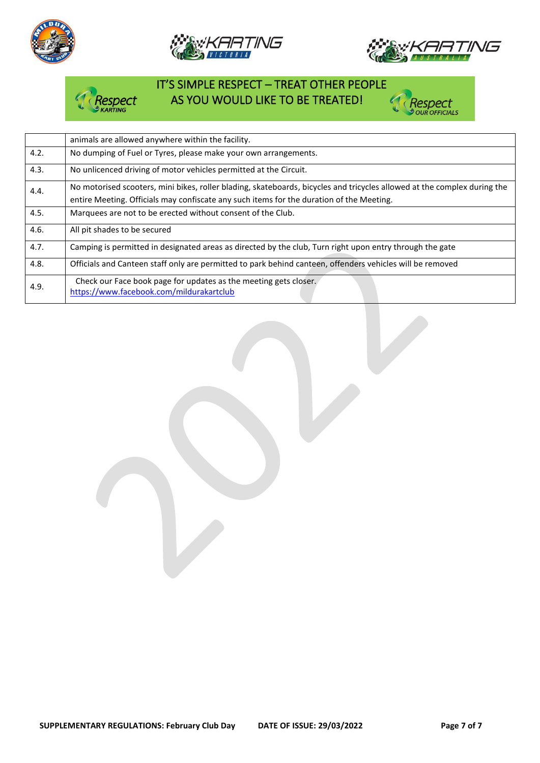IT'S SIMPLE RESPECT – TREAT OTHER PEOPLE AS YOU WOULD LIKE TO BE TREATED!

| | |
|---|---|
| | animals are allowed anywhere within the facility. |
| 4.2. | No dumping of Fuel or Tyres, please make your own arrangements. |
| 4.3. | No unlicenced driving of motor vehicles permitted at the Circuit. |
| 4.4. | No motorised scooters, mini bikes, roller blading, skateboards, bicycles and tricycles allowed at the complex during the entire Meeting. Officials may confiscate any such items for the duration of the Meeting. |
| 4.5. | Marquees are not to be erected without consent of the Club. |
| 4.6. | All pit shades to be secured |
| 4.7. | Camping is permitted in designated areas as directed by the club, Turn right upon entry through the gate |
| 4.8. | Officials and Canteen staff only are permitted to park behind canteen, offenders vehicles will be removed |
| 4.9. | Check our Face book page for updates as the meeting gets closer. https://www.facebook.com/mildurakartclub |